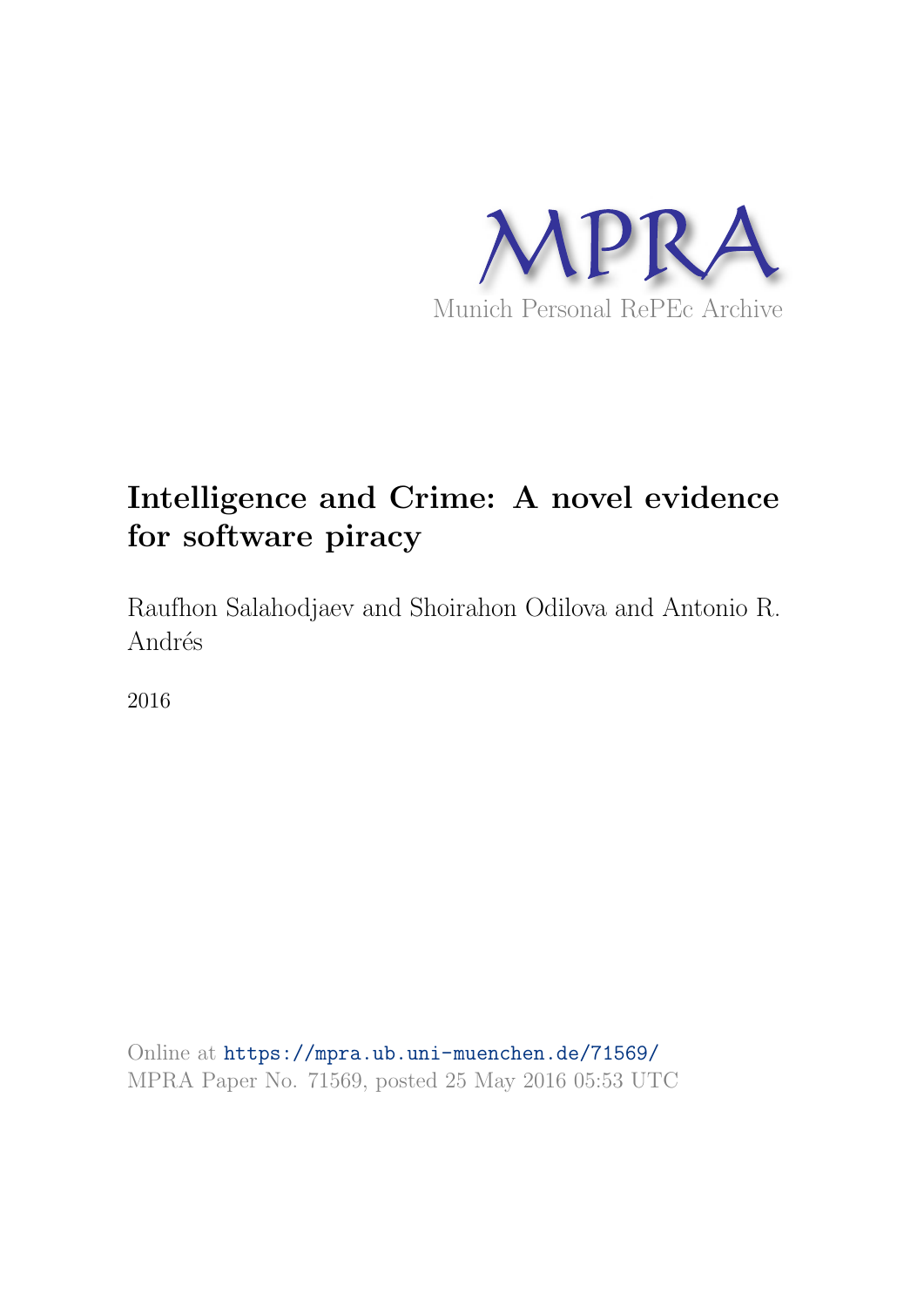MPRA

Munich Personal RePEc Archive

# Intelligence and Crime: A novel evidence for software piracy

Raufhon Salahodjaev and Shoirahon Odilova and Antonio R. Andrés

2016

Online at https://mpra.ub.uni-muenchen.de/71569/
MPRA Paper No. 71569, posted 25 May 2016 05:53 UTC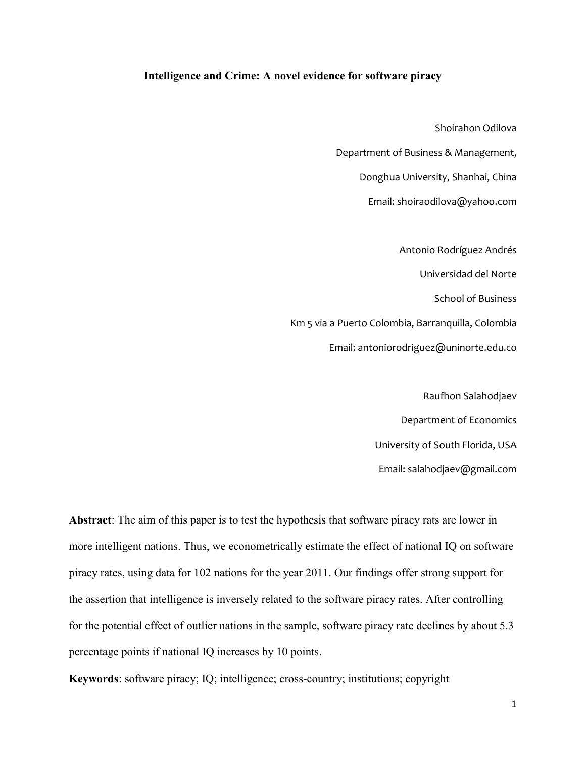**Intelligence and Crime: A novel evidence for software piracy**

Shoirahon Odilova

Department of Business & Management,

Donghua University, Shanhai, China

Email: shoiraodilova@yahoo.com

Antonio Rodríguez Andrés

Universidad del Norte

School of Business

Km 5 via a Puerto Colombia, Barranquilla, Colombia

Email: antoniorodriguez@uninorte.edu.co

Raufhon Salahodjaev

Department of Economics

University of South Florida, USA

Email: salahodjaev@gmail.com

**Abstract**: The aim of this paper is to test the hypothesis that software piracy rats are lower in more intelligent nations. Thus, we econometrically estimate the effect of national IQ on software piracy rates, using data for 102 nations for the year 2011. Our findings offer strong support for the assertion that intelligence is inversely related to the software piracy rates. After controlling for the potential effect of outlier nations in the sample, software piracy rate declines by about 5.3 percentage points if national IQ increases by 10 points.

**Keywords**: software piracy; IQ; intelligence; cross-country; institutions; copyright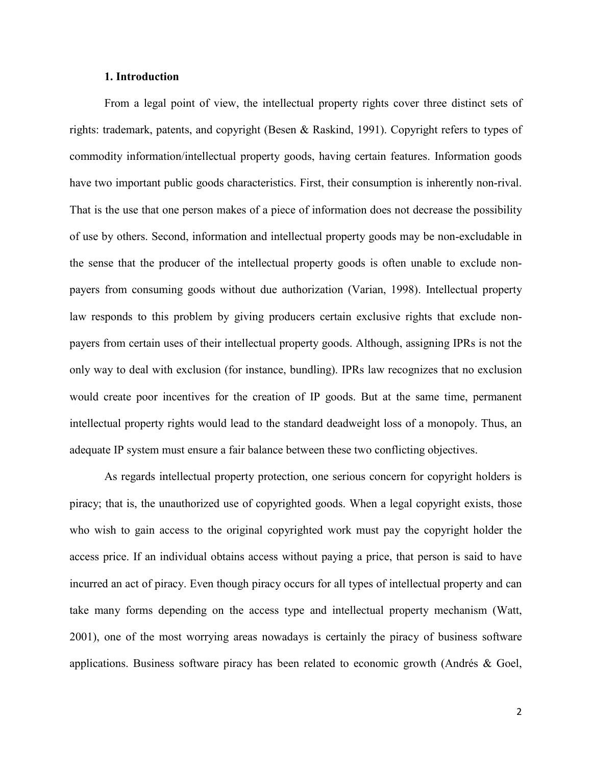## 1. Introduction

From a legal point of view, the intellectual property rights cover three distinct sets of rights: trademark, patents, and copyright (Besen & Raskind, 1991). Copyright refers to types of commodity information/intellectual property goods, having certain features. Information goods have two important public goods characteristics. First, their consumption is inherently non-rival. That is the use that one person makes of a piece of information does not decrease the possibility of use by others. Second, information and intellectual property goods may be non-excludable in the sense that the producer of the intellectual property goods is often unable to exclude non-payers from consuming goods without due authorization (Varian, 1998). Intellectual property law responds to this problem by giving producers certain exclusive rights that exclude non-payers from certain uses of their intellectual property goods. Although, assigning IPRs is not the only way to deal with exclusion (for instance, bundling). IPRs law recognizes that no exclusion would create poor incentives for the creation of IP goods. But at the same time, permanent intellectual property rights would lead to the standard deadweight loss of a monopoly. Thus, an adequate IP system must ensure a fair balance between these two conflicting objectives.

As regards intellectual property protection, one serious concern for copyright holders is piracy; that is, the unauthorized use of copyrighted goods. When a legal copyright exists, those who wish to gain access to the original copyrighted work must pay the copyright holder the access price. If an individual obtains access without paying a price, that person is said to have incurred an act of piracy. Even though piracy occurs for all types of intellectual property and can take many forms depending on the access type and intellectual property mechanism (Watt, 2001), one of the most worrying areas nowadays is certainly the piracy of business software applications. Business software piracy has been related to economic growth (Andrés & Goel,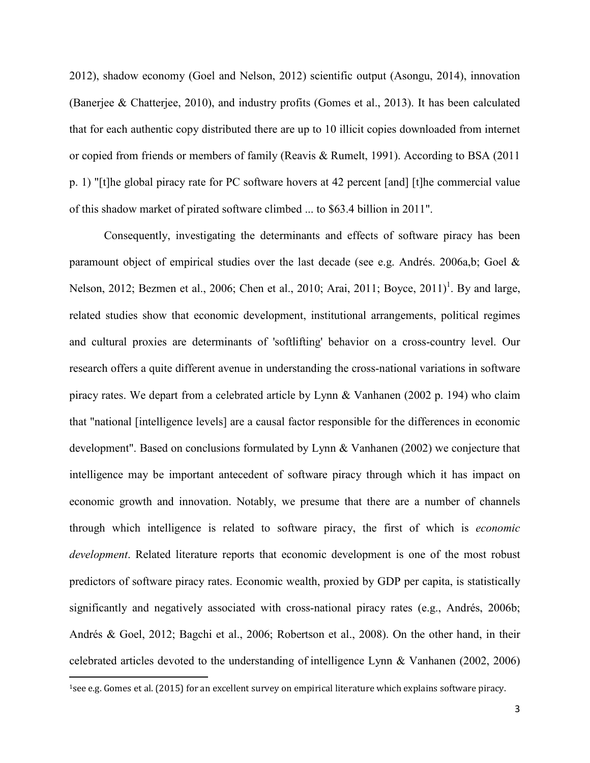2012), shadow economy (Goel and Nelson, 2012) scientific output (Asongu, 2014), innovation (Banerjee & Chatterjee, 2010), and industry profits (Gomes et al., 2013). It has been calculated that for each authentic copy distributed there are up to 10 illicit copies downloaded from internet or copied from friends or members of family (Reavis & Rumelt, 1991). According to BSA (2011 p. 1) "[t]he global piracy rate for PC software hovers at 42 percent [and] [t]he commercial value of this shadow market of pirated software climbed ... to $63.4 billion in 2011".

Consequently, investigating the determinants and effects of software piracy has been paramount object of empirical studies over the last decade (see e.g. Andrés. 2006a,b; Goel & Nelson, 2012; Bezmen et al., 2006; Chen et al., 2010; Arai, 2011; Boyce, 2011)[1]. By and large, related studies show that economic development, institutional arrangements, political regimes and cultural proxies are determinants of 'softlifting' behavior on a cross-country level. Our research offers a quite different avenue in understanding the cross-national variations in software piracy rates. We depart from a celebrated article by Lynn & Vanhanen (2002 p. 194) who claim that "national [intelligence levels] are a causal factor responsible for the differences in economic development". Based on conclusions formulated by Lynn & Vanhanen (2002) we conjecture that intelligence may be important antecedent of software piracy through which it has impact on economic growth and innovation. Notably, we presume that there are a number of channels through which intelligence is related to software piracy, the first of which is *economic development*. Related literature reports that economic development is one of the most robust predictors of software piracy rates. Economic wealth, proxied by GDP per capita, is statistically significantly and negatively associated with cross-national piracy rates (e.g., Andrés, 2006b; Andrés & Goel, 2012; Bagchi et al., 2006; Robertson et al., 2008). On the other hand, in their celebrated articles devoted to the understanding of intelligence Lynn & Vanhanen (2002, 2006)

[1] see e.g. Gomes et al. (2015) for an excellent survey on empirical literature which explains software piracy.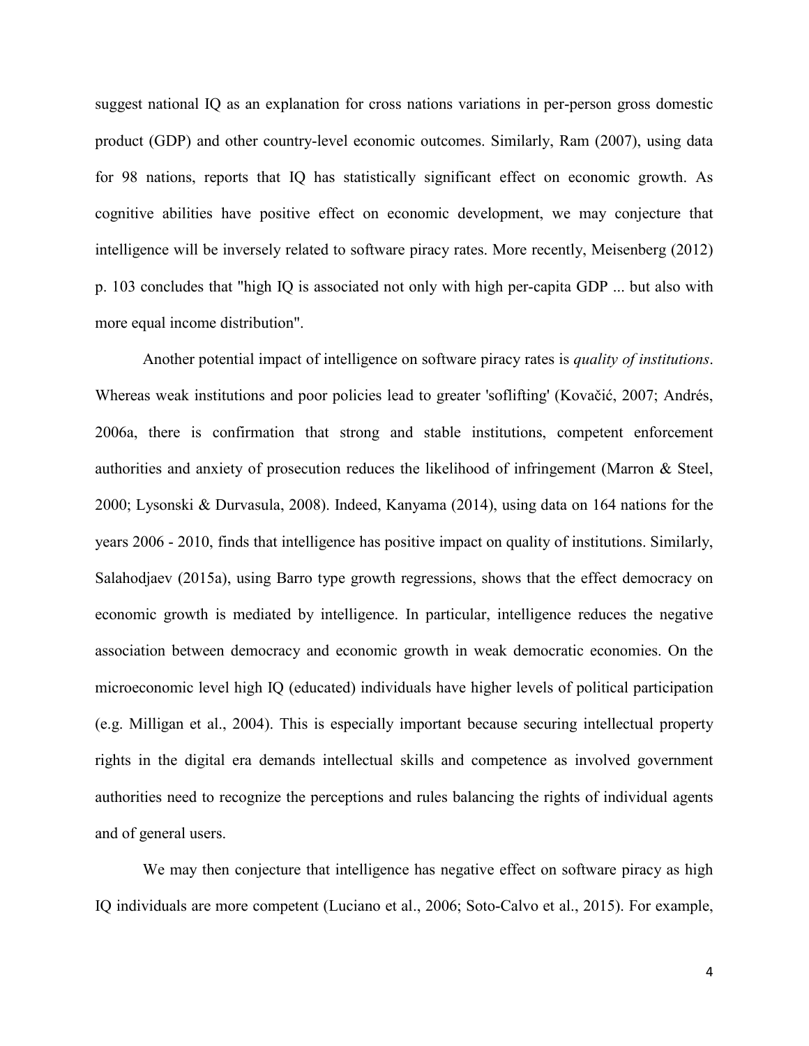suggest national IQ as an explanation for cross nations variations in per-person gross domestic product (GDP) and other country-level economic outcomes. Similarly, Ram (2007), using data for 98 nations, reports that IQ has statistically significant effect on economic growth. As cognitive abilities have positive effect on economic development, we may conjecture that intelligence will be inversely related to software piracy rates. More recently, Meisenberg (2012) p. 103 concludes that "high IQ is associated not only with high per-capita GDP ... but also with more equal income distribution".

Another potential impact of intelligence on software piracy rates is *quality of institutions*. Whereas weak institutions and poor policies lead to greater 'soflifting' (Kovačić, 2007; Andrés, 2006a, there is confirmation that strong and stable institutions, competent enforcement authorities and anxiety of prosecution reduces the likelihood of infringement (Marron & Steel, 2000; Lysonski & Durvasula, 2008). Indeed, Kanyama (2014), using data on 164 nations for the years 2006 - 2010, finds that intelligence has positive impact on quality of institutions. Similarly, Salahodjaev (2015a), using Barro type growth regressions, shows that the effect democracy on economic growth is mediated by intelligence. In particular, intelligence reduces the negative association between democracy and economic growth in weak democratic economies. On the microeconomic level high IQ (educated) individuals have higher levels of political participation (e.g. Milligan et al., 2004). This is especially important because securing intellectual property rights in the digital era demands intellectual skills and competence as involved government authorities need to recognize the perceptions and rules balancing the rights of individual agents and of general users.

We may then conjecture that intelligence has negative effect on software piracy as high IQ individuals are more competent (Luciano et al., 2006; Soto-Calvo et al., 2015). For example,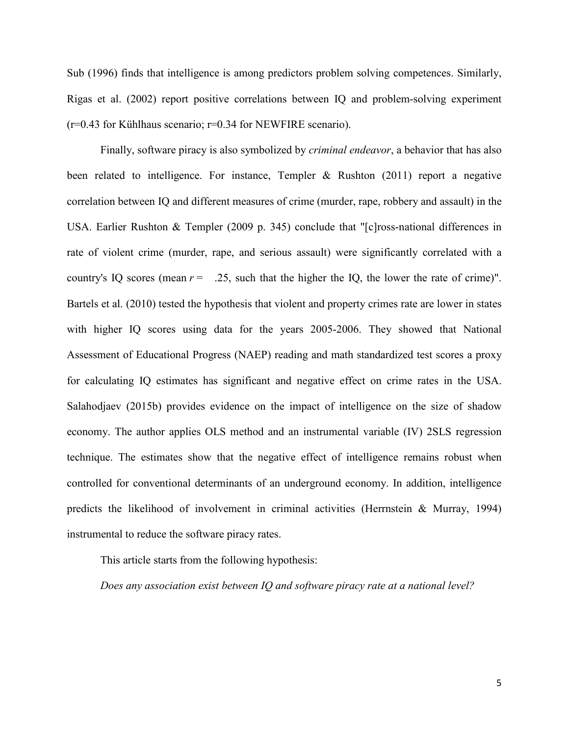Sub (1996) finds that intelligence is among predictors problem solving competences. Similarly, Rigas et al. (2002) report positive correlations between IQ and problem-solving experiment ($r=0.43$ for Kühlhaus scenario; $r=0.34$ for NEWFIRE scenario).

Finally, software piracy is also symbolized by *criminal endeavor*, a behavior that has also been related to intelligence. For instance, Templer & Rushton (2011) report a negative correlation between IQ and different measures of crime (murder, rape, robbery and assault) in the USA. Earlier Rushton & Templer (2009 p. 345) conclude that "[c]ross-national differences in rate of violent crime (murder, rape, and serious assault) were significantly correlated with a country's IQ scores (mean $r =$ .25, such that the higher the IQ, the lower the rate of crime)". Bartels et al. (2010) tested the hypothesis that violent and property crimes rate are lower in states with higher IQ scores using data for the years 2005-2006. They showed that National Assessment of Educational Progress (NAEP) reading and math standardized test scores a proxy for calculating IQ estimates has significant and negative effect on crime rates in the USA. Salahodjaev (2015b) provides evidence on the impact of intelligence on the size of shadow economy. The author applies OLS method and an instrumental variable (IV) 2SLS regression technique. The estimates show that the negative effect of intelligence remains robust when controlled for conventional determinants of an underground economy. In addition, intelligence predicts the likelihood of involvement in criminal activities (Herrnstein & Murray, 1994) instrumental to reduce the software piracy rates.

This article starts from the following hypothesis:

*Does any association exist between IQ and software piracy rate at a national level?*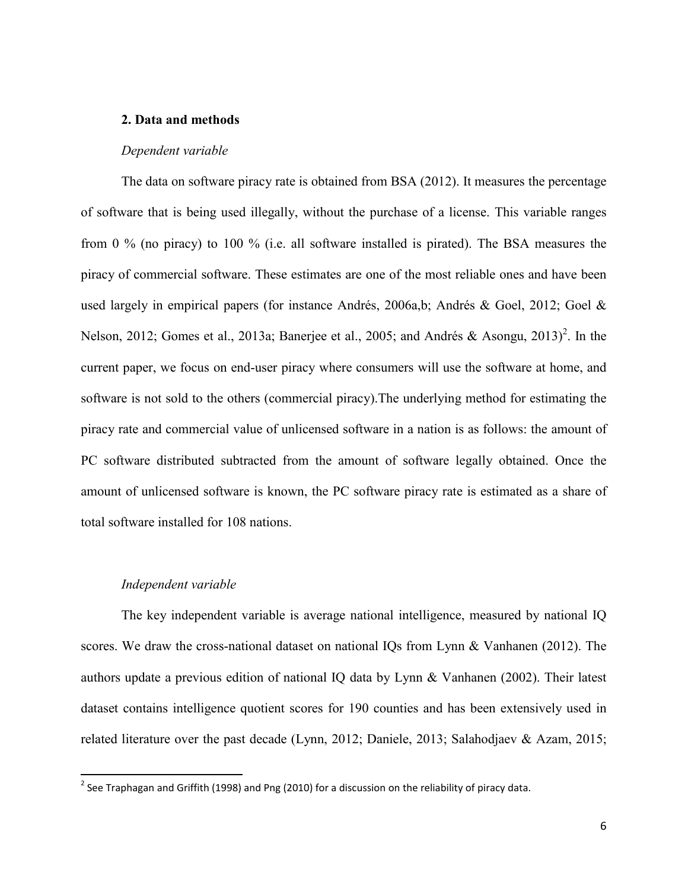## 2. Data and methods

*Dependent variable*

The data on software piracy rate is obtained from BSA (2012). It measures the percentage of software that is being used illegally, without the purchase of a license. This variable ranges from 0 % (no piracy) to 100 % (i.e. all software installed is pirated). The BSA measures the piracy of commercial software. These estimates are one of the most reliable ones and have been used largely in empirical papers (for instance Andrés, 2006a,b; Andrés & Goel, 2012; Goel & Nelson, 2012; Gomes et al., 2013a; Banerjee et al., 2005; and Andrés & Asongu, 2013)[2]. In the current paper, we focus on end-user piracy where consumers will use the software at home, and software is not sold to the others (commercial piracy).The underlying method for estimating the piracy rate and commercial value of unlicensed software in a nation is as follows: the amount of PC software distributed subtracted from the amount of software legally obtained. Once the amount of unlicensed software is known, the PC software piracy rate is estimated as a share of total software installed for 108 nations.

*Independent variable*

The key independent variable is average national intelligence, measured by national IQ scores. We draw the cross-national dataset on national IQs from Lynn & Vanhanen (2012). The authors update a previous edition of national IQ data by Lynn & Vanhanen (2002). Their latest dataset contains intelligence quotient scores for 190 counties and has been extensively used in related literature over the past decade (Lynn, 2012; Daniele, 2013; Salahodjaev & Azam, 2015;

[2] See Traphagan and Griffith (1998) and Png (2010) for a discussion on the reliability of piracy data.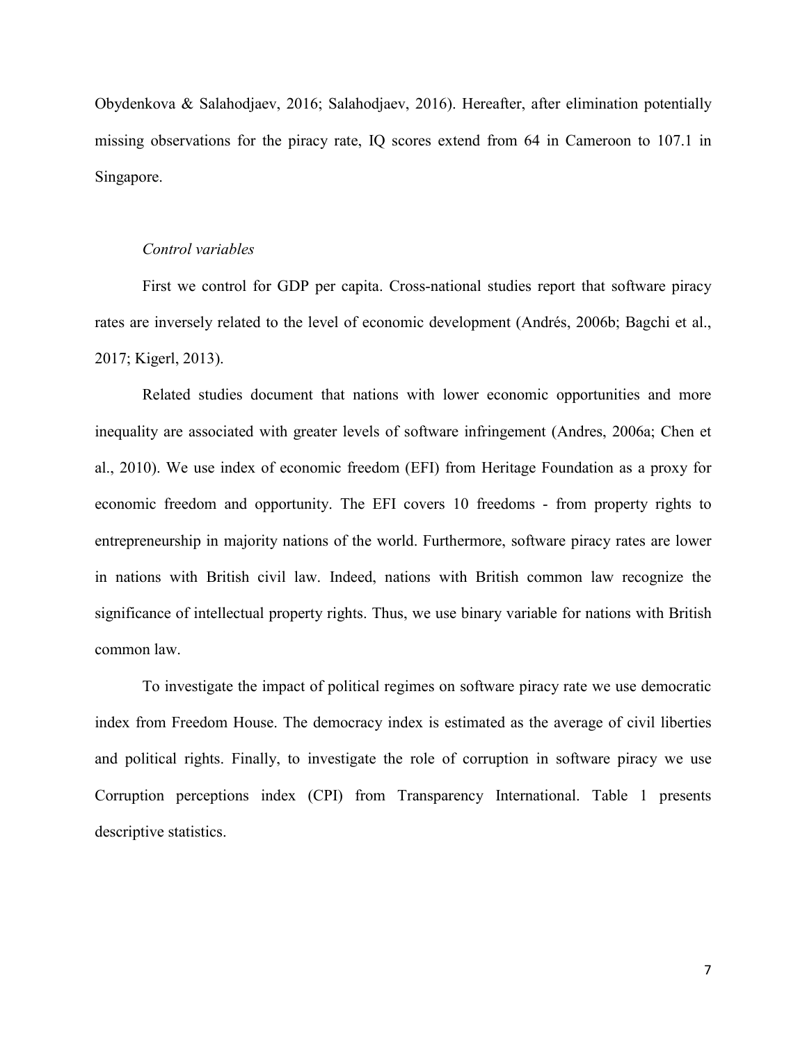Obydenkova & Salahodjaev, 2016; Salahodjaev, 2016). Hereafter, after elimination potentially missing observations for the piracy rate, IQ scores extend from 64 in Cameroon to 107.1 in Singapore.

*Control variables*

First we control for GDP per capita. Cross-national studies report that software piracy rates are inversely related to the level of economic development (Andrés, 2006b; Bagchi et al., 2017; Kigerl, 2013).

Related studies document that nations with lower economic opportunities and more inequality are associated with greater levels of software infringement (Andres, 2006a; Chen et al., 2010). We use index of economic freedom (EFI) from Heritage Foundation as a proxy for economic freedom and opportunity. The EFI covers 10 freedoms - from property rights to entrepreneurship in majority nations of the world. Furthermore, software piracy rates are lower in nations with British civil law. Indeed, nations with British common law recognize the significance of intellectual property rights. Thus, we use binary variable for nations with British common law.

To investigate the impact of political regimes on software piracy rate we use democratic index from Freedom House. The democracy index is estimated as the average of civil liberties and political rights. Finally, to investigate the role of corruption in software piracy we use Corruption perceptions index (CPI) from Transparency International. Table 1 presents descriptive statistics.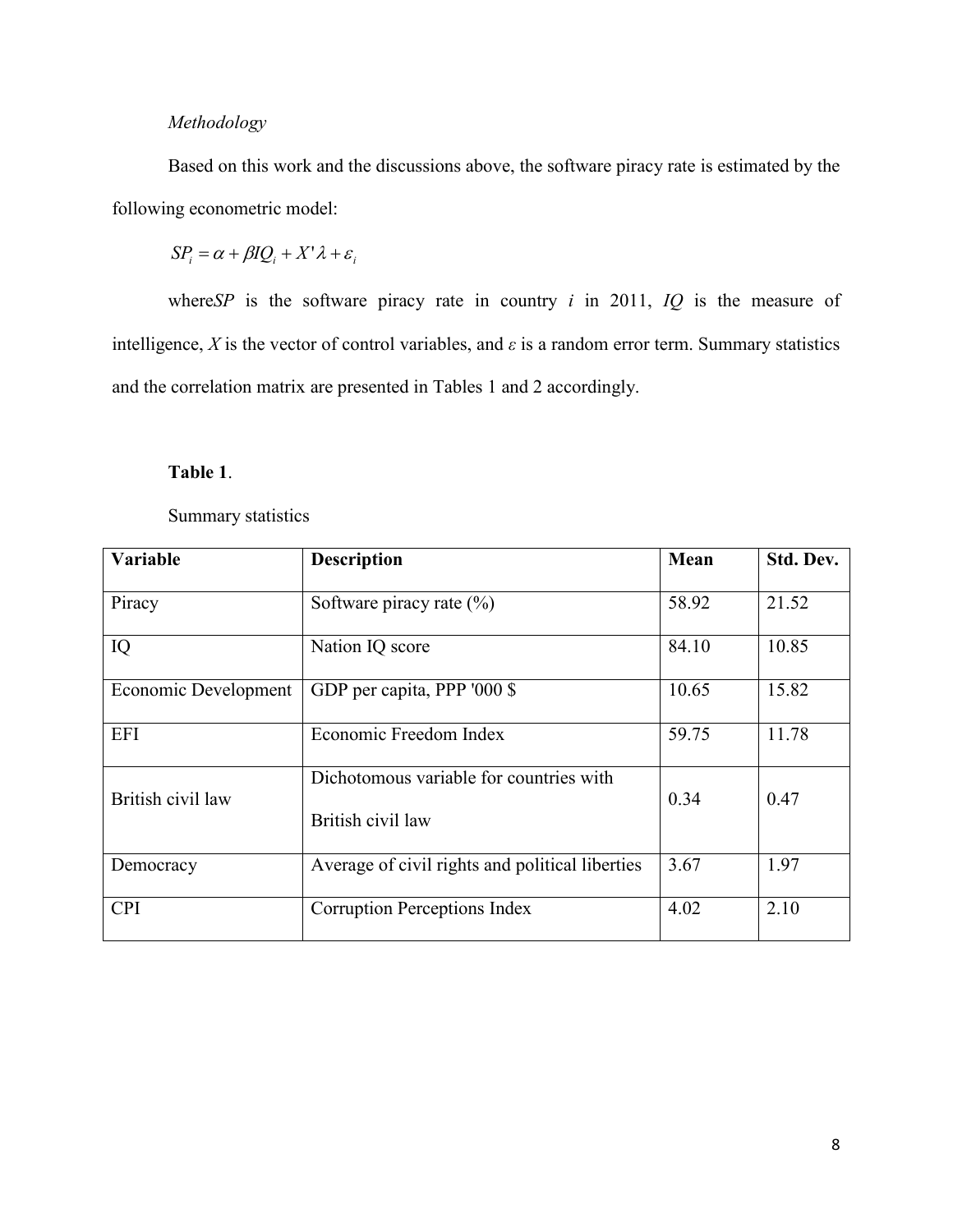*Methodology*

Based on this work and the discussions above, the software piracy rate is estimated by the following econometric model:

$$SP_i = \alpha + \beta IQ_i + X'\lambda + \varepsilon_i$$

where *SP* is the software piracy rate in country *i* in 2011, *IQ* is the measure of intelligence, *X* is the vector of control variables, and *ε* is a random error term. Summary statistics and the correlation matrix are presented in Tables 1 and 2 accordingly.

**Table 1**.

Summary statistics

| Variable | Description | Mean | Std. Dev. |
|---|---|---|---|
| Piracy | Software piracy rate (%) | 58.92 | 21.52 |
| IQ | Nation IQ score | 84.10 | 10.85 |
| Economic Development | GDP per capita, PPP '000 $ | 10.65 | 15.82 |
| EFI | Economic Freedom Index | 59.75 | 11.78 |
| British civil law | Dichotomous variable for countries with British civil law | 0.34 | 0.47 |
| Democracy | Average of civil rights and political liberties | 3.67 | 1.97 |
| CPI | Corruption Perceptions Index | 4.02 | 2.10 |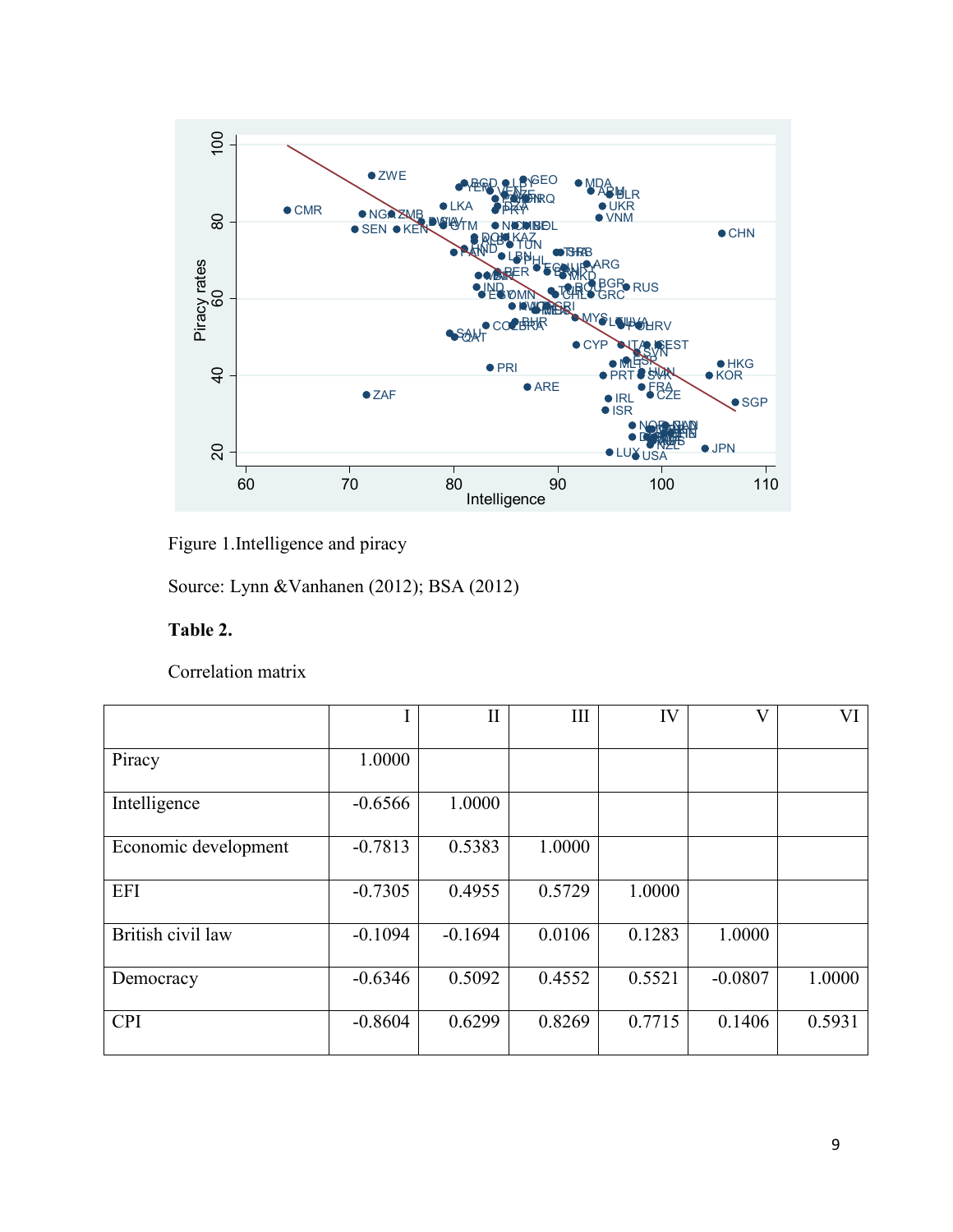Figure 1.Intelligence and piracy

Source: Lynn &Vanhanen (2012); BSA (2012)

**Table 2.**

Correlation matrix

| | I | II | III | IV | V | VI |
|---|---|---|---|---|---|---|
| Piracy | 1.0000 | | | | | |
| Intelligence | -0.6566 | 1.0000 | | | | |
| Economic development | -0.7813 | 0.5383 | 1.0000 | | | |
| EFI | -0.7305 | 0.4955 | 0.5729 | 1.0000 | | |
| British civil law | -0.1094 | -0.1694 | 0.0106 | 0.1283 | 1.0000 | |
| Democracy | -0.6346 | 0.5092 | 0.4552 | 0.5521 | -0.0807 | 1.0000 |
| CPI | -0.8604 | 0.6299 | 0.8269 | 0.7715 | 0.1406 | 0.5931 |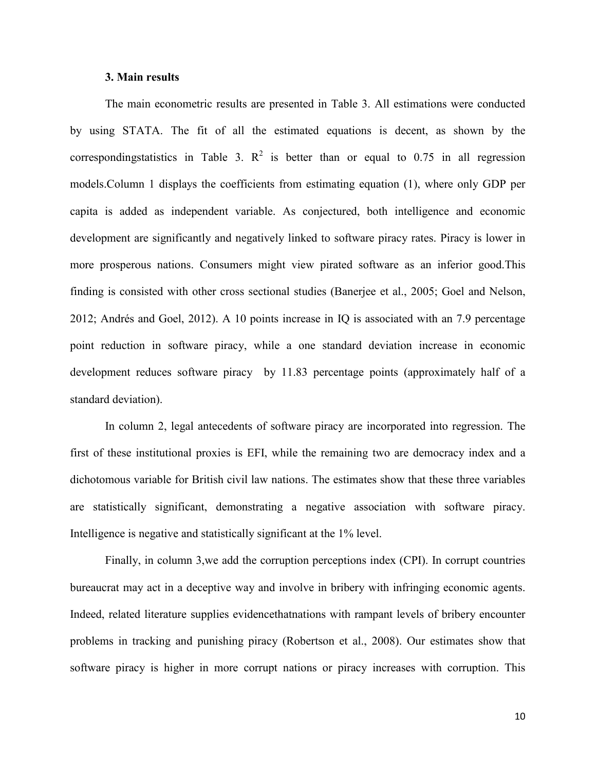### 3. Main results

The main econometric results are presented in Table 3. All estimations were conducted by using STATA. The fit of all the estimated equations is decent, as shown by the correspondingstatistics in Table 3. $R^2$ is better than or equal to 0.75 in all regression models.Column 1 displays the coefficients from estimating equation (1), where only GDP per capita is added as independent variable. As conjectured, both intelligence and economic development are significantly and negatively linked to software piracy rates. Piracy is lower in more prosperous nations. Consumers might view pirated software as an inferior good.This finding is consisted with other cross sectional studies (Banerjee et al., 2005; Goel and Nelson, 2012; Andrés and Goel, 2012). A 10 points increase in IQ is associated with an 7.9 percentage point reduction in software piracy, while a one standard deviation increase in economic development reduces software piracy by 11.83 percentage points (approximately half of a standard deviation).

In column 2, legal antecedents of software piracy are incorporated into regression. The first of these institutional proxies is EFI, while the remaining two are democracy index and a dichotomous variable for British civil law nations. The estimates show that these three variables are statistically significant, demonstrating a negative association with software piracy. Intelligence is negative and statistically significant at the 1% level.

Finally, in column 3,we add the corruption perceptions index (CPI). In corrupt countries bureaucrat may act in a deceptive way and involve in bribery with infringing economic agents. Indeed, related literature supplies evidencethatnations with rampant levels of bribery encounter problems in tracking and punishing piracy (Robertson et al., 2008). Our estimates show that software piracy is higher in more corrupt nations or piracy increases with corruption. This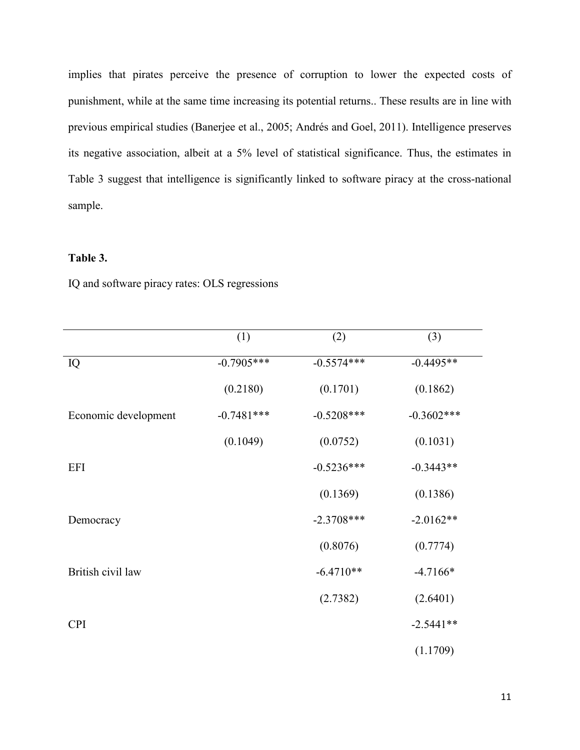implies that pirates perceive the presence of corruption to lower the expected costs of punishment, while at the same time increasing its potential returns.. These results are in line with previous empirical studies (Banerjee et al., 2005; Andrés and Goel, 2011). Intelligence preserves its negative association, albeit at a 5% level of statistical significance. Thus, the estimates in Table 3 suggest that intelligence is significantly linked to software piracy at the cross-national sample.

**Table 3.**

IQ and software piracy rates: OLS regressions

| | (1) | (2) | (3) |
|---|---|---|---|
| IQ | -0.7905*** | -0.5574*** | -0.4495** |
| | (0.2180) | (0.1701) | (0.1862) |
| Economic development | -0.7481*** | -0.5208*** | -0.3602*** |
| | (0.1049) | (0.0752) | (0.1031) |
| EFI | | -0.5236*** | -0.3443** |
| | | (0.1369) | (0.1386) |
| Democracy | | -2.3708*** | -2.0162** |
| | | (0.8076) | (0.7774) |
| British civil law | | -6.4710** | -4.7166* |
| | | (2.7382) | (2.6401) |
| CPI | | | -2.5441** |
| | | | (1.1709) |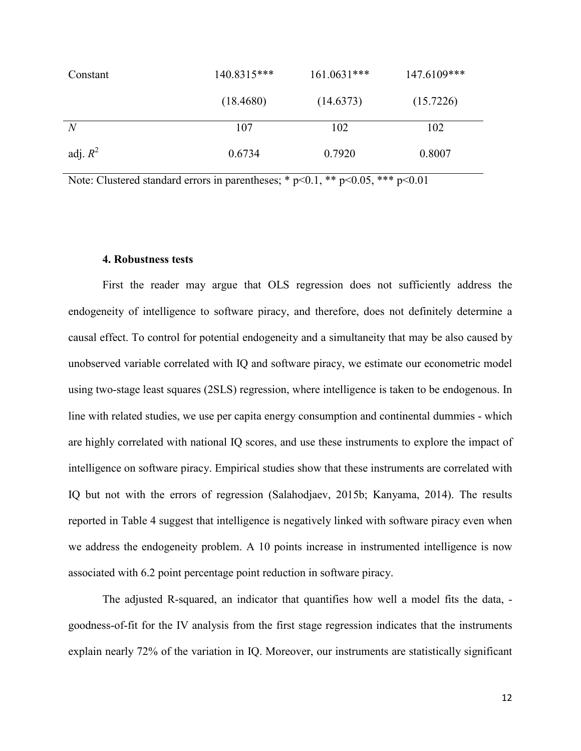| | | | |
|---|---|---|---|
| Constant | 140.8315*** | 161.0631*** | 147.6109*** |
| | (18.4680) | (14.6373) | (15.7226) |
| *N* | 107 | 102 | 102 |
| adj. $R^2$ | 0.6734 | 0.7920 | 0.8007 |

Note: Clustered standard errors in parentheses; * p<0.1, ** p<0.05, *** p<0.01

### 4. Robustness tests

First the reader may argue that OLS regression does not sufficiently address the endogeneity of intelligence to software piracy, and therefore, does not definitely determine a causal effect. To control for potential endogeneity and a simultaneity that may be also caused by unobserved variable correlated with IQ and software piracy, we estimate our econometric model using two-stage least squares (2SLS) regression, where intelligence is taken to be endogenous. In line with related studies, we use per capita energy consumption and continental dummies - which are highly correlated with national IQ scores, and use these instruments to explore the impact of intelligence on software piracy. Empirical studies show that these instruments are correlated with IQ but not with the errors of regression (Salahodjaev, 2015b; Kanyama, 2014). The results reported in Table 4 suggest that intelligence is negatively linked with software piracy even when we address the endogeneity problem. A 10 points increase in instrumented intelligence is now associated with 6.2 point percentage point reduction in software piracy.

The adjusted R-squared, an indicator that quantifies how well a model fits the data, - goodness-of-fit for the IV analysis from the first stage regression indicates that the instruments explain nearly 72% of the variation in IQ. Moreover, our instruments are statistically significant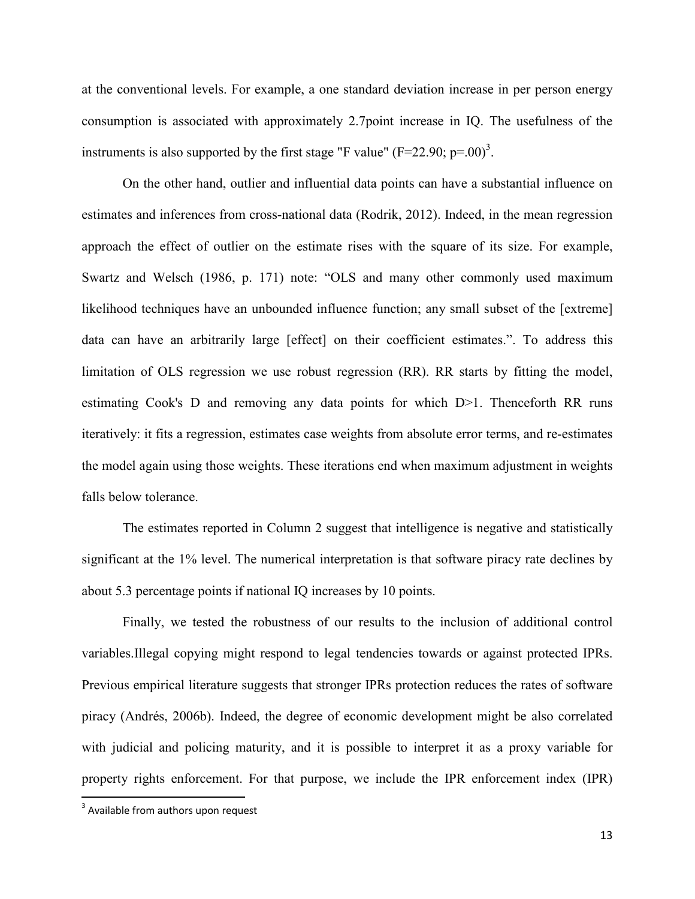at the conventional levels. For example, a one standard deviation increase in per person energy consumption is associated with approximately 2.7point increase in IQ. The usefulness of the instruments is also supported by the first stage "F value" ($F=22.90$; $p=.00$)[3].

On the other hand, outlier and influential data points can have a substantial influence on estimates and inferences from cross-national data (Rodrik, 2012). Indeed, in the mean regression approach the effect of outlier on the estimate rises with the square of its size. For example, Swartz and Welsch (1986, p. 171) note: "OLS and many other commonly used maximum likelihood techniques have an unbounded influence function; any small subset of the [extreme] data can have an arbitrarily large [effect] on their coefficient estimates.". To address this limitation of OLS regression we use robust regression (RR). RR starts by fitting the model, estimating Cook's D and removing any data points for which D>1. Thenceforth RR runs iteratively: it fits a regression, estimates case weights from absolute error terms, and re-estimates the model again using those weights. These iterations end when maximum adjustment in weights falls below tolerance.

The estimates reported in Column 2 suggest that intelligence is negative and statistically significant at the 1% level. The numerical interpretation is that software piracy rate declines by about 5.3 percentage points if national IQ increases by 10 points.

Finally, we tested the robustness of our results to the inclusion of additional control variables.Illegal copying might respond to legal tendencies towards or against protected IPRs. Previous empirical literature suggests that stronger IPRs protection reduces the rates of software piracy (Andrés, 2006b). Indeed, the degree of economic development might be also correlated with judicial and policing maturity, and it is possible to interpret it as a proxy variable for property rights enforcement. For that purpose, we include the IPR enforcement index (IPR)

[3] Available from authors upon request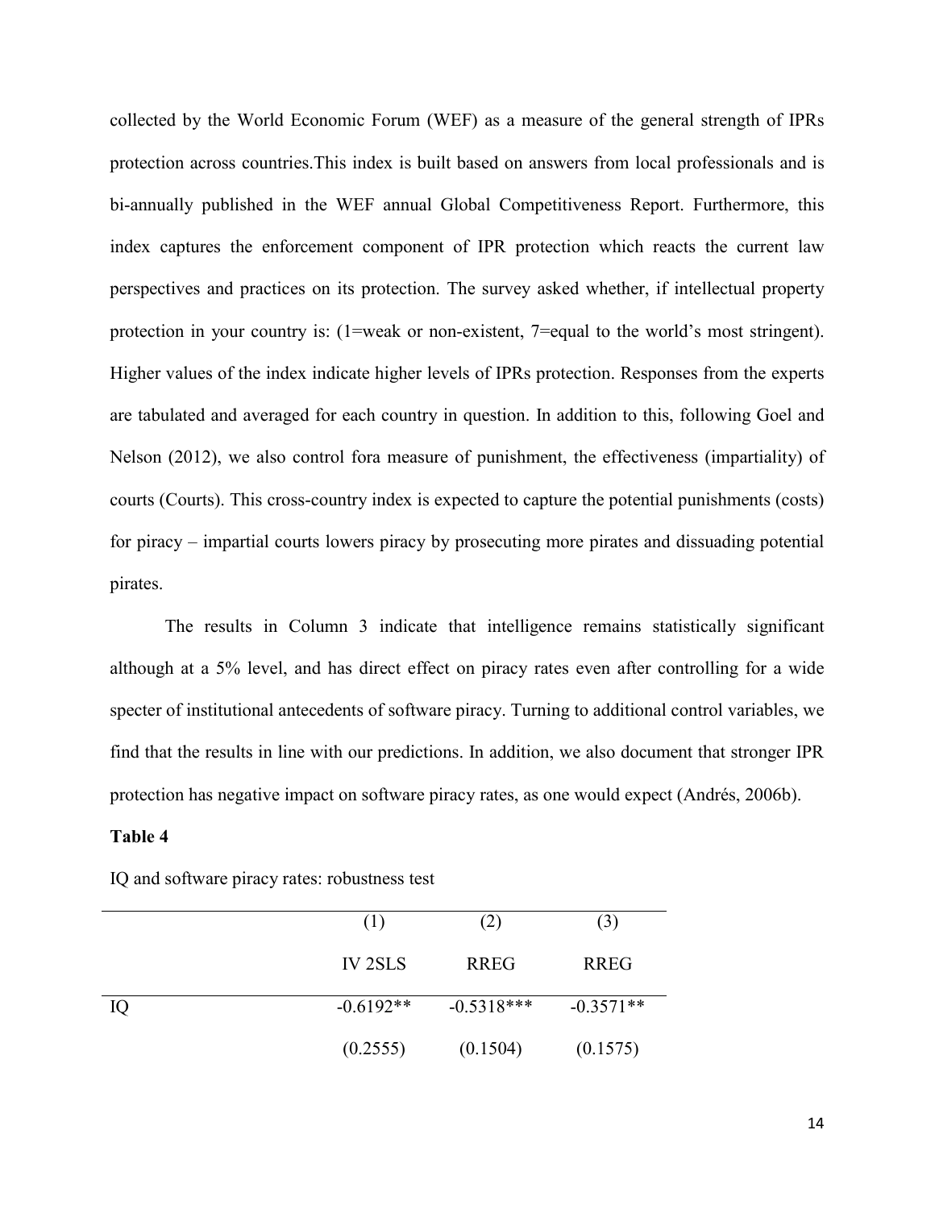collected by the World Economic Forum (WEF) as a measure of the general strength of IPRs protection across countries.This index is built based on answers from local professionals and is bi-annually published in the WEF annual Global Competitiveness Report. Furthermore, this index captures the enforcement component of IPR protection which reacts the current law perspectives and practices on its protection. The survey asked whether, if intellectual property protection in your country is: (1=weak or non-existent, 7=equal to the world's most stringent). Higher values of the index indicate higher levels of IPRs protection. Responses from the experts are tabulated and averaged for each country in question. In addition to this, following Goel and Nelson (2012), we also control fora measure of punishment, the effectiveness (impartiality) of courts (Courts). This cross-country index is expected to capture the potential punishments (costs) for piracy – impartial courts lowers piracy by prosecuting more pirates and dissuading potential pirates.

The results in Column 3 indicate that intelligence remains statistically significant although at a 5% level, and has direct effect on piracy rates even after controlling for a wide specter of institutional antecedents of software piracy. Turning to additional control variables, we find that the results in line with our predictions. In addition, we also document that stronger IPR protection has negative impact on software piracy rates, as one would expect (Andrés, 2006b).

**Table 4**

IQ and software piracy rates: robustness test

| | (1) | (2) | (3) |
|---|---|---|---|
| | IV 2SLS | RREG | RREG |
| IQ | -0.6192** | -0.5318*** | -0.3571** |
| | (0.2555) | (0.1504) | (0.1575) |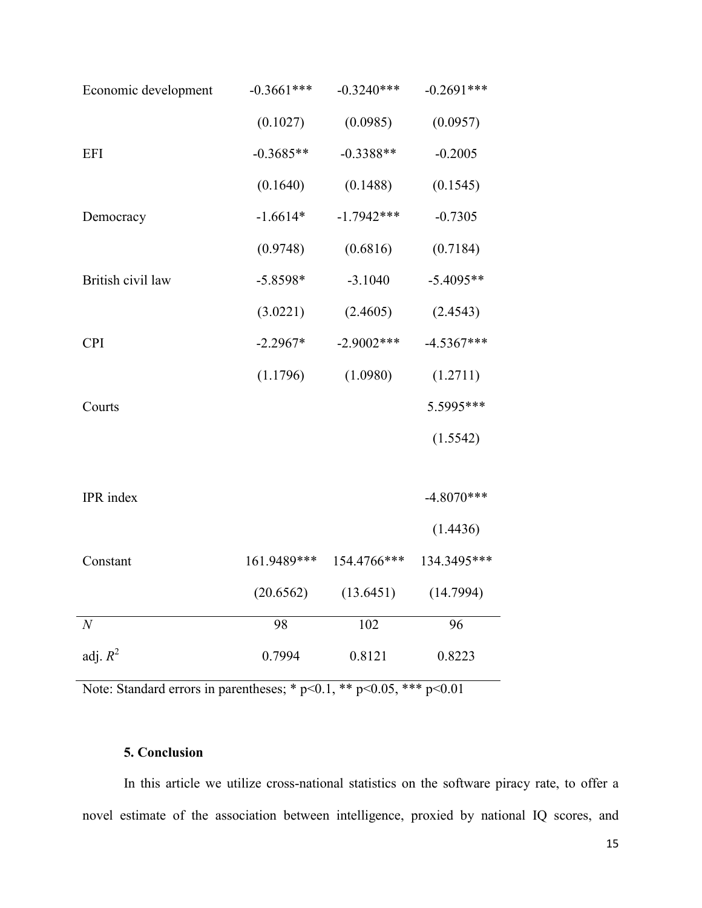| | | | |
|---|---|---|---|
| Economic development | -0.3661*** | -0.3240*** | -0.2691*** |
| | (0.1027) | (0.0985) | (0.0957) |
| EFI | -0.3685** | -0.3388** | -0.2005 |
| | (0.1640) | (0.1488) | (0.1545) |
| Democracy | -1.6614* | -1.7942*** | -0.7305 |
| | (0.9748) | (0.6816) | (0.7184) |
| British civil law | -5.8598* | -3.1040 | -5.4095** |
| | (3.0221) | (2.4605) | (2.4543) |
| CPI | -2.2967* | -2.9002*** | -4.5367*** |
| | (1.1796) | (1.0980) | (1.2711) |
| Courts | | | 5.5995*** |
| | | | (1.5542) |
| IPR index | | | -4.8070*** |
| | | | (1.4436) |
| Constant | 161.9489*** | 154.4766*** | 134.3495*** |
| | (20.6562) | (13.6451) | (14.7994) |
| *N* | 98 | 102 | 96 |
| adj. $R^2$ | 0.7994 | 0.8121 | 0.8223 |

Note: Standard errors in parentheses; * p<0.1, ** p<0.05, *** p<0.01

## 5. Conclusion

In this article we utilize cross-national statistics on the software piracy rate, to offer a novel estimate of the association between intelligence, proxied by national IQ scores, and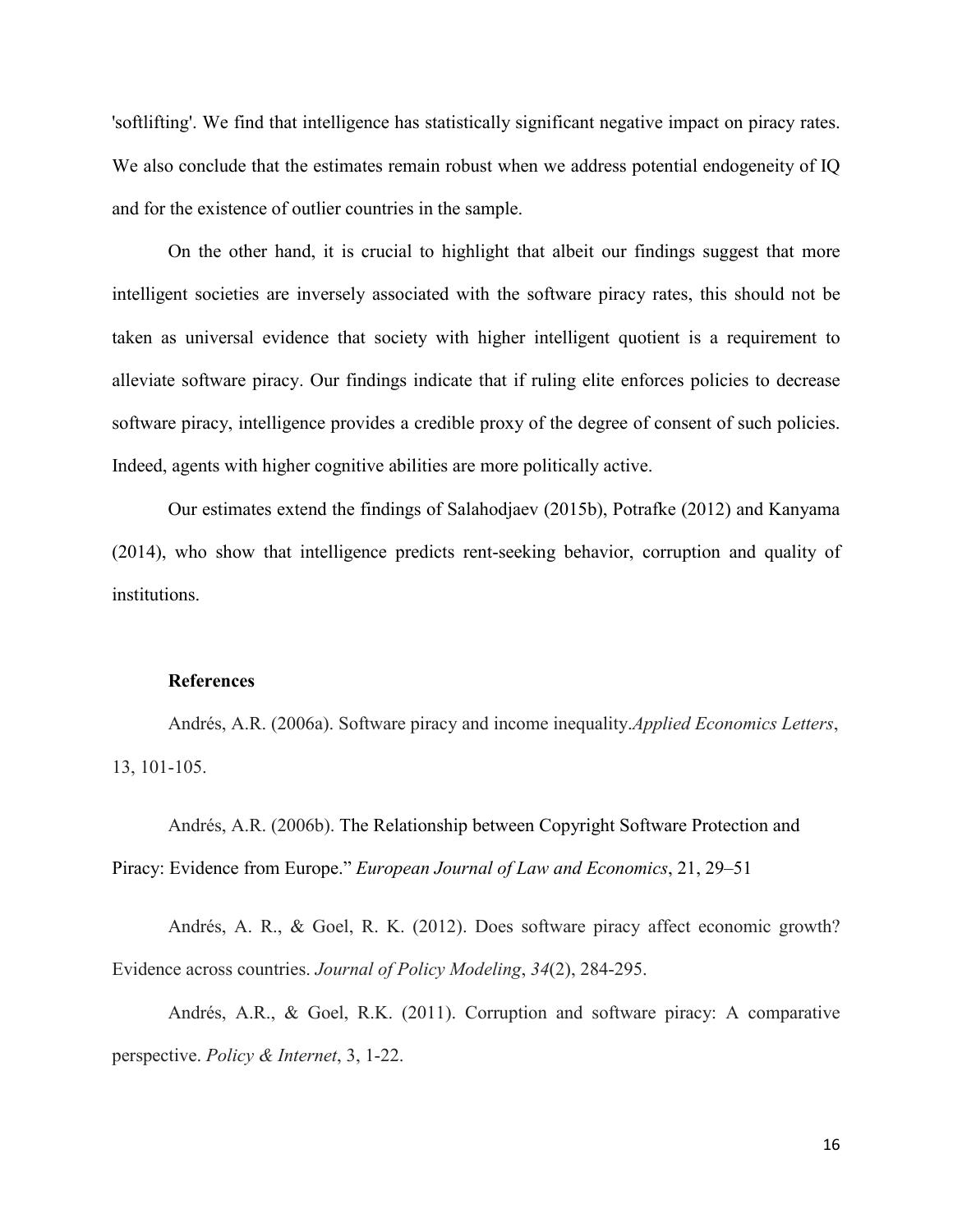'softlifting'. We find that intelligence has statistically significant negative impact on piracy rates. We also conclude that the estimates remain robust when we address potential endogeneity of IQ and for the existence of outlier countries in the sample.

On the other hand, it is crucial to highlight that albeit our findings suggest that more intelligent societies are inversely associated with the software piracy rates, this should not be taken as universal evidence that society with higher intelligent quotient is a requirement to alleviate software piracy. Our findings indicate that if ruling elite enforces policies to decrease software piracy, intelligence provides a credible proxy of the degree of consent of such policies. Indeed, agents with higher cognitive abilities are more politically active.

Our estimates extend the findings of Salahodjaev (2015b), Potrafke (2012) and Kanyama (2014), who show that intelligence predicts rent-seeking behavior, corruption and quality of institutions.

**References**

Andrés, A.R. (2006a). Software piracy and income inequality.*Applied Economics Letters*, 13, 101-105.

Andrés, A.R. (2006b). The Relationship between Copyright Software Protection and Piracy: Evidence from Europe." *European Journal of Law and Economics*, 21, 29–51

Andrés, A. R., & Goel, R. K. (2012). Does software piracy affect economic growth? Evidence across countries. *Journal of Policy Modeling*, *34*(2), 284-295.

Andrés, A.R., & Goel, R.K. (2011). Corruption and software piracy: A comparative perspective. *Policy & Internet*, 3, 1-22.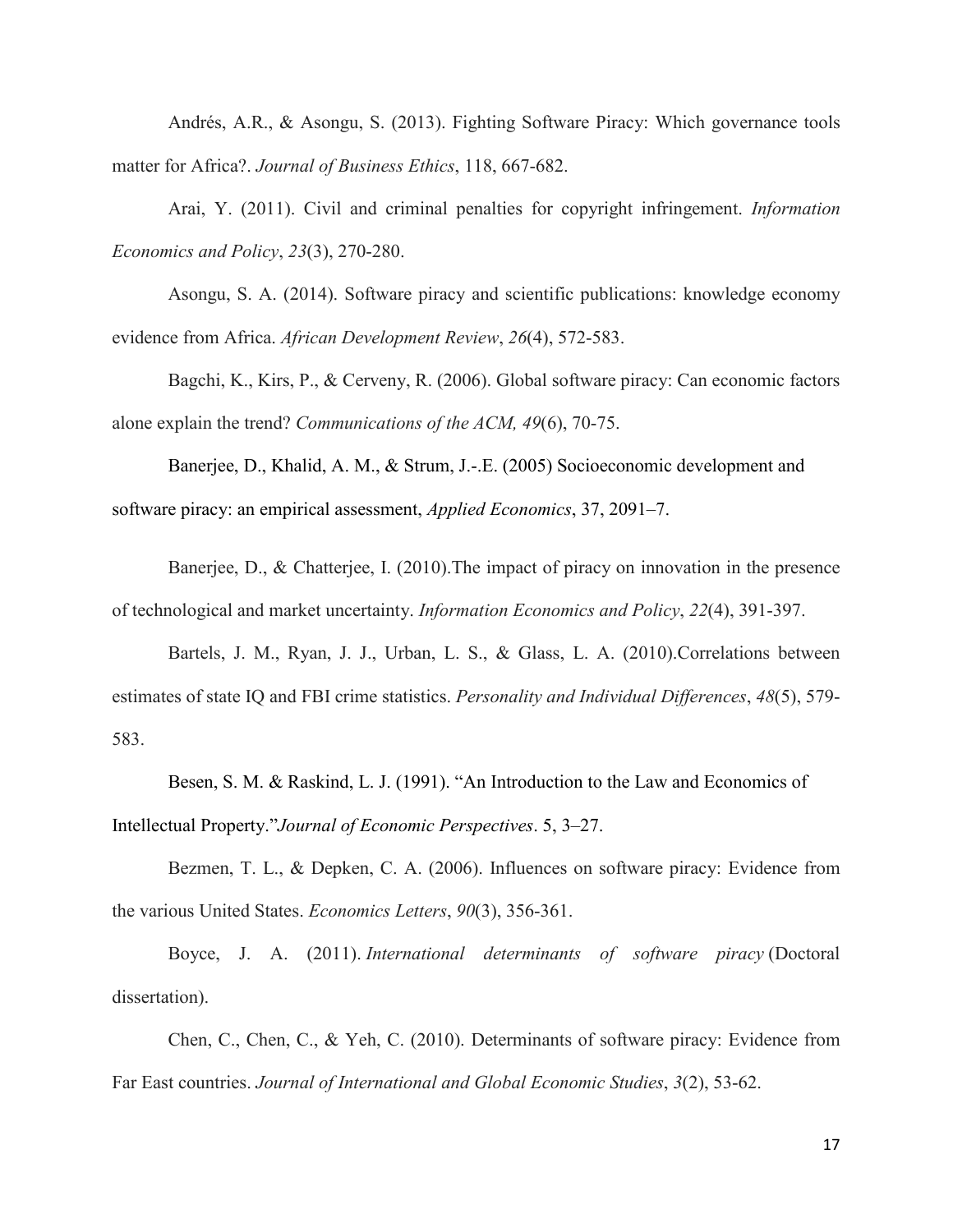Andrés, A.R., & Asongu, S. (2013). Fighting Software Piracy: Which governance tools matter for Africa?. *Journal of Business Ethics*, 118, 667-682.

Arai, Y. (2011). Civil and criminal penalties for copyright infringement. *Information Economics and Policy*, *23*(3), 270-280.

Asongu, S. A. (2014). Software piracy and scientific publications: knowledge economy evidence from Africa. *African Development Review*, *26*(4), 572-583.

Bagchi, K., Kirs, P., & Cerveny, R. (2006). Global software piracy: Can economic factors alone explain the trend? *Communications of the ACM, 49*(6), 70-75.

Banerjee, D., Khalid, A. M., & Strum, J.-.E. (2005) Socioeconomic development and software piracy: an empirical assessment, *Applied Economics*, 37, 2091–7.

Banerjee, D., & Chatterjee, I. (2010).The impact of piracy on innovation in the presence of technological and market uncertainty. *Information Economics and Policy*, *22*(4), 391-397.

Bartels, J. M., Ryan, J. J., Urban, L. S., & Glass, L. A. (2010).Correlations between estimates of state IQ and FBI crime statistics. *Personality and Individual Differences*, *48*(5), 579-583.

Besen, S. M. & Raskind, L. J. (1991). "An Introduction to the Law and Economics of Intellectual Property."*Journal of Economic Perspectives*. 5, 3–27.

Bezmen, T. L., & Depken, C. A. (2006). Influences on software piracy: Evidence from the various United States. *Economics Letters*, *90*(3), 356-361.

Boyce, J. A. (2011). *International determinants of software piracy* (Doctoral dissertation).

Chen, C., Chen, C., & Yeh, C. (2010). Determinants of software piracy: Evidence from Far East countries. *Journal of International and Global Economic Studies*, *3*(2), 53-62.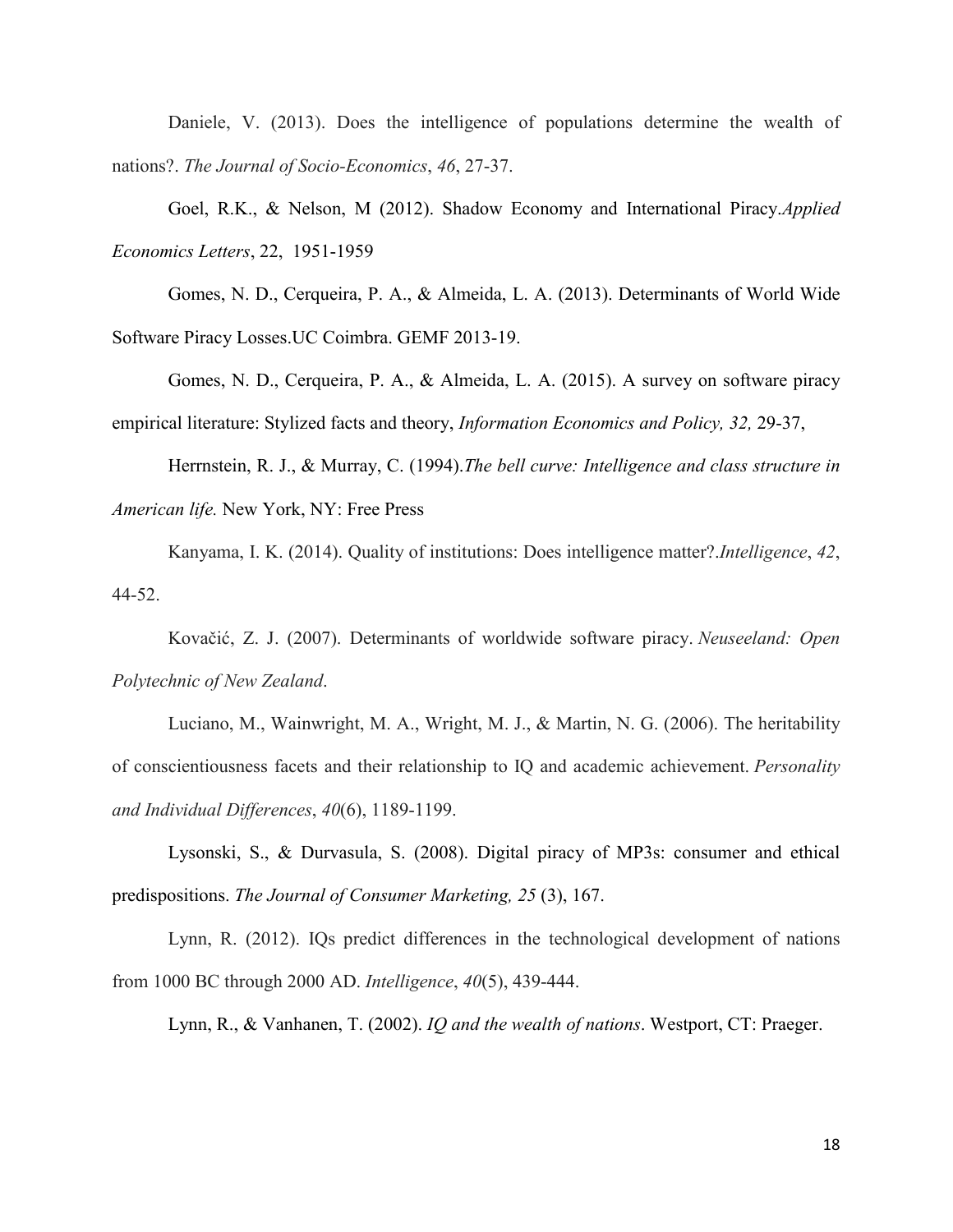Daniele, V. (2013). Does the intelligence of populations determine the wealth of nations?. *The Journal of Socio-Economics*, *46*, 27-37.

Goel, R.K., & Nelson, M (2012). Shadow Economy and International Piracy.*Applied Economics Letters*, 22, 1951-1959

Gomes, N. D., Cerqueira, P. A., & Almeida, L. A. (2013). Determinants of World Wide Software Piracy Losses.UC Coimbra. GEMF 2013-19.

Gomes, N. D., Cerqueira, P. A., & Almeida, L. A. (2015). A survey on software piracy empirical literature: Stylized facts and theory, *Information Economics and Policy, 32,* 29-37,

Herrnstein, R. J., & Murray, C. (1994).*The bell curve: Intelligence and class structure in American life.* New York, NY: Free Press

Kanyama, I. K. (2014). Quality of institutions: Does intelligence matter?.*Intelligence*, *42*, 44-52.

Kovačić, Z. J. (2007). Determinants of worldwide software piracy. *Neuseeland: Open Polytechnic of New Zealand*.

Luciano, M., Wainwright, M. A., Wright, M. J., & Martin, N. G. (2006). The heritability of conscientiousness facets and their relationship to IQ and academic achievement. *Personality and Individual Differences*, *40*(6), 1189-1199.

Lysonski, S., & Durvasula, S. (2008). Digital piracy of MP3s: consumer and ethical predispositions. *The Journal of Consumer Marketing, 25* (3), 167.

Lynn, R. (2012). IQs predict differences in the technological development of nations from 1000 BC through 2000 AD. *Intelligence*, *40*(5), 439-444.

Lynn, R., & Vanhanen, T. (2002). *IQ and the wealth of nations*. Westport, CT: Praeger.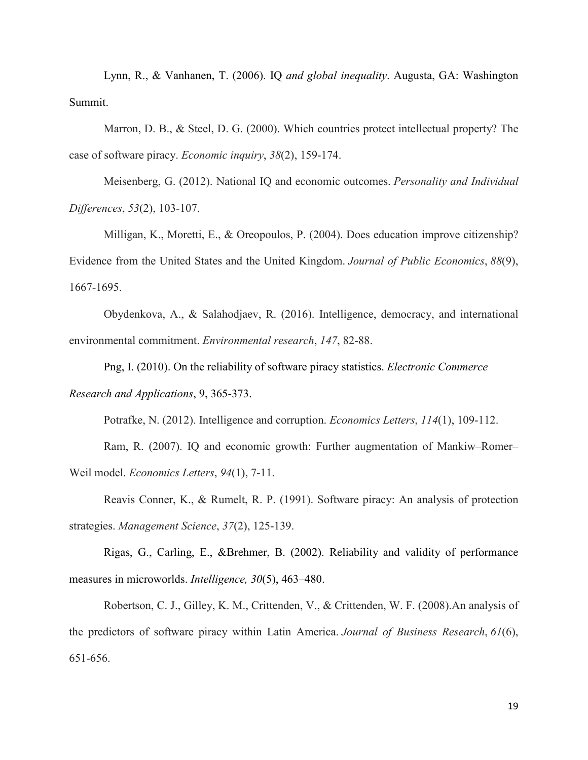Lynn, R., & Vanhanen, T. (2006). IQ *and global inequality*. Augusta, GA: Washington Summit.

Marron, D. B., & Steel, D. G. (2000). Which countries protect intellectual property? The case of software piracy. *Economic inquiry*, *38*(2), 159-174.

Meisenberg, G. (2012). National IQ and economic outcomes. *Personality and Individual Differences*, *53*(2), 103-107.

Milligan, K., Moretti, E., & Oreopoulos, P. (2004). Does education improve citizenship? Evidence from the United States and the United Kingdom. *Journal of Public Economics*, *88*(9), 1667-1695.

Obydenkova, A., & Salahodjaev, R. (2016). Intelligence, democracy, and international environmental commitment. *Environmental research*, *147*, 82-88.

Png, I. (2010). On the reliability of software piracy statistics. *Electronic Commerce Research and Applications*, 9, 365-373.

Potrafke, N. (2012). Intelligence and corruption. *Economics Letters*, *114*(1), 109-112.

Ram, R. (2007). IQ and economic growth: Further augmentation of Mankiw–Romer–Weil model. *Economics Letters*, *94*(1), 7-11.

Reavis Conner, K., & Rumelt, R. P. (1991). Software piracy: An analysis of protection strategies. *Management Science*, *37*(2), 125-139.

Rigas, G., Carling, E., &Brehmer, B. (2002). Reliability and validity of performance measures in microworlds. *Intelligence, 30*(5), 463–480.

Robertson, C. J., Gilley, K. M., Crittenden, V., & Crittenden, W. F. (2008).An analysis of the predictors of software piracy within Latin America. *Journal of Business Research*, *61*(6), 651-656.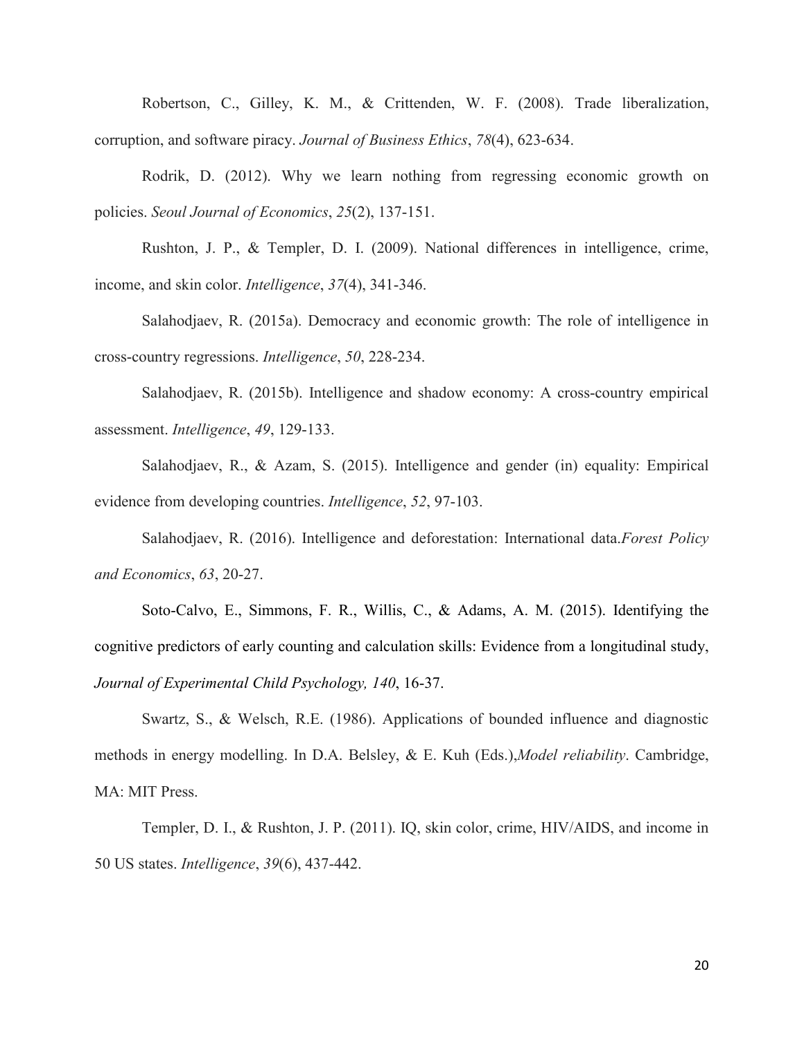Robertson, C., Gilley, K. M., & Crittenden, W. F. (2008). Trade liberalization, corruption, and software piracy. *Journal of Business Ethics*, *78*(4), 623-634.

Rodrik, D. (2012). Why we learn nothing from regressing economic growth on policies. *Seoul Journal of Economics*, *25*(2), 137-151.

Rushton, J. P., & Templer, D. I. (2009). National differences in intelligence, crime, income, and skin color. *Intelligence*, *37*(4), 341-346.

Salahodjaev, R. (2015a). Democracy and economic growth: The role of intelligence in cross-country regressions. *Intelligence*, *50*, 228-234.

Salahodjaev, R. (2015b). Intelligence and shadow economy: A cross-country empirical assessment. *Intelligence*, *49*, 129-133.

Salahodjaev, R., & Azam, S. (2015). Intelligence and gender (in) equality: Empirical evidence from developing countries. *Intelligence*, *52*, 97-103.

Salahodjaev, R. (2016). Intelligence and deforestation: International data.*Forest Policy and Economics*, *63*, 20-27.

Soto-Calvo, E., Simmons, F. R., Willis, C., & Adams, A. M. (2015). Identifying the cognitive predictors of early counting and calculation skills: Evidence from a longitudinal study, *Journal of Experimental Child Psychology, 140*, 16-37.

Swartz, S., & Welsch, R.E. (1986). Applications of bounded influence and diagnostic methods in energy modelling. In D.A. Belsley, & E. Kuh (Eds.),*Model reliability*. Cambridge, MA: MIT Press.

Templer, D. I., & Rushton, J. P. (2011). IQ, skin color, crime, HIV/AIDS, and income in 50 US states. *Intelligence*, *39*(6), 437-442.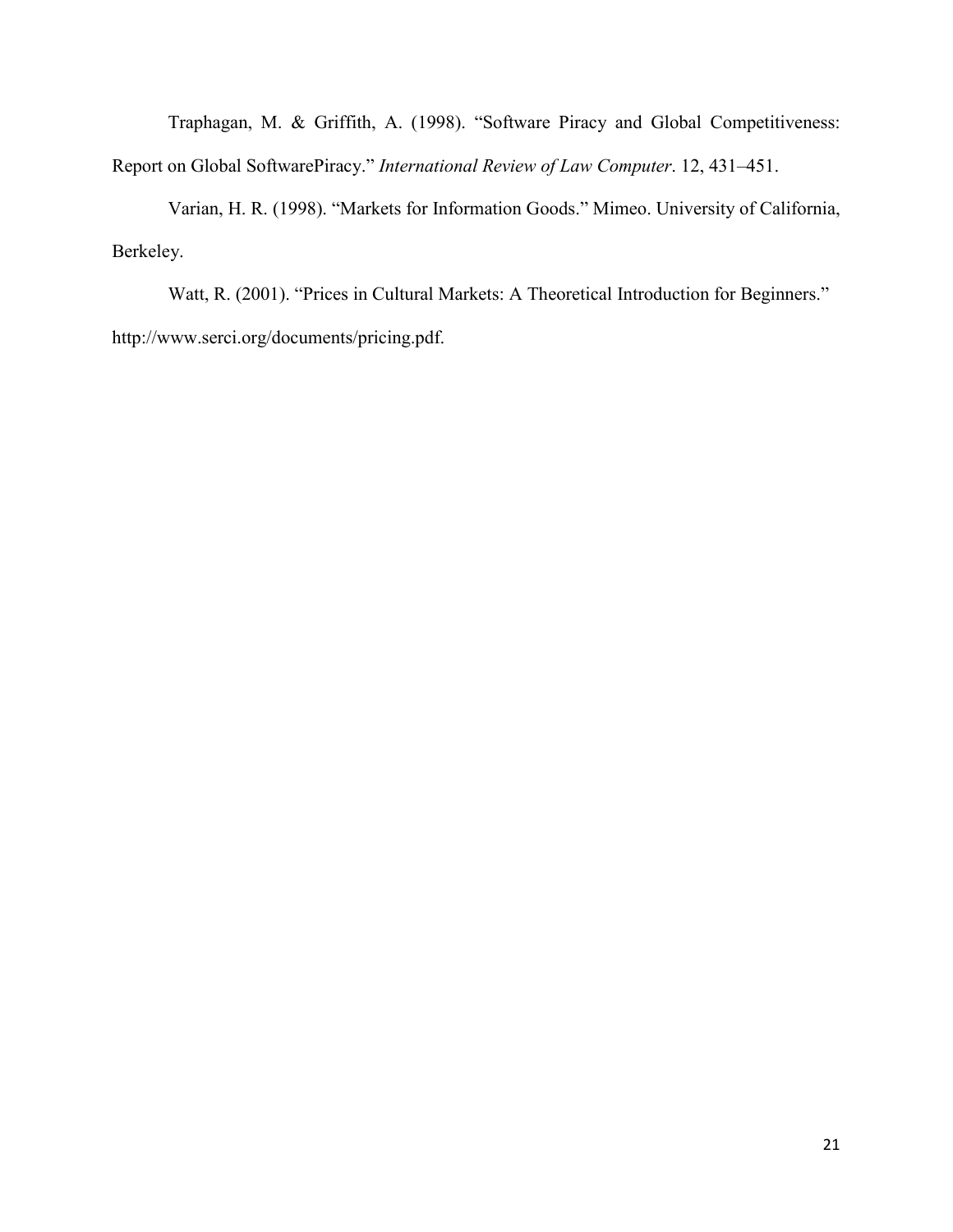Traphagan, M. & Griffith, A. (1998). "Software Piracy and Global Competitiveness: Report on Global SoftwarePiracy." *International Review of Law Computer*. 12, 431–451.

Varian, H. R. (1998). "Markets for Information Goods." Mimeo. University of California, Berkeley.

Watt, R. (2001). "Prices in Cultural Markets: A Theoretical Introduction for Beginners." http://www.serci.org/documents/pricing.pdf.